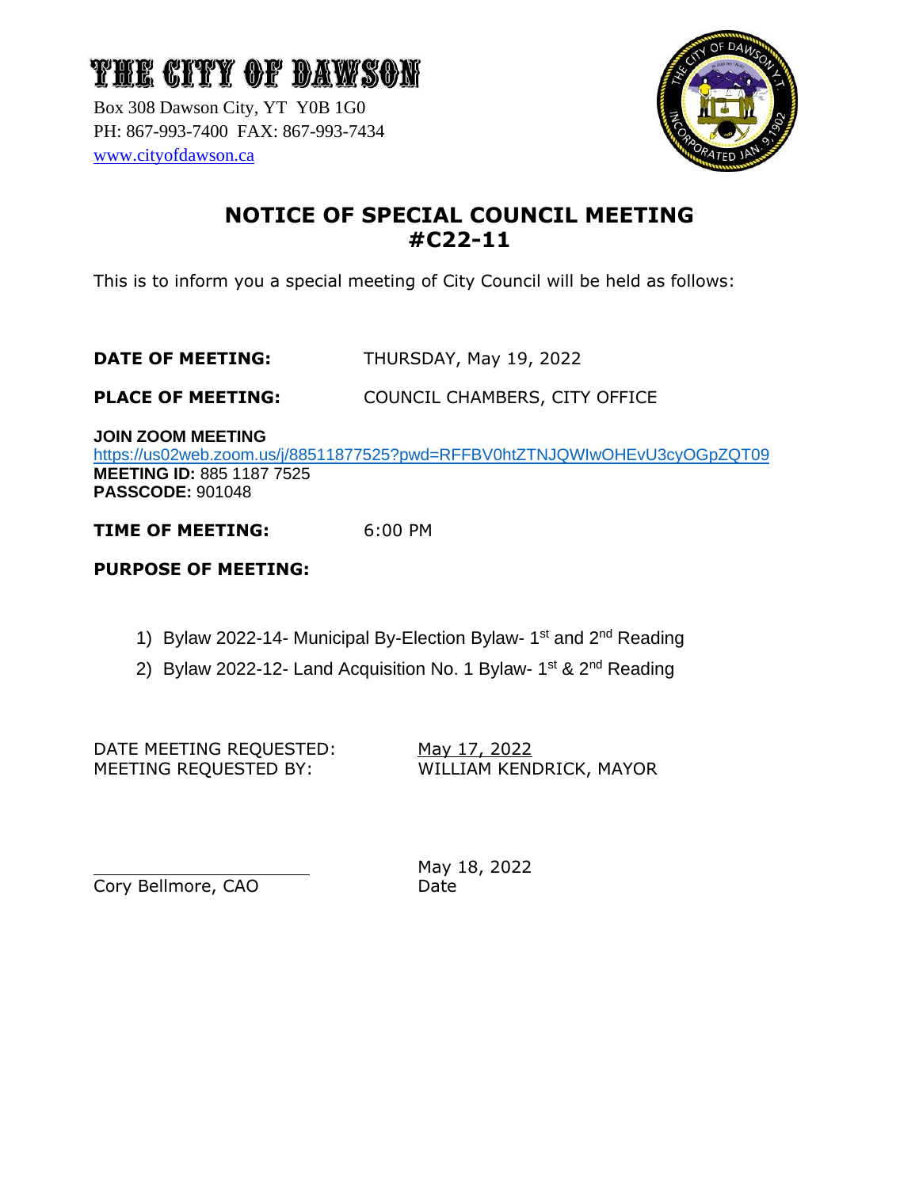# THE CITY OF DAWSON

Box 308 Dawson City, YT Y0B 1G0
PH: 867-993-7400 FAX: 867-993-7434
www.cityofdawson.ca

## NOTICE OF SPECIAL COUNCIL MEETING #C22-11

This is to inform you a special meeting of City Council will be held as follows:

**DATE OF MEETING:** THURSDAY, May 19, 2022

**PLACE OF MEETING:** COUNCIL CHAMBERS, CITY OFFICE

**JOIN ZOOM MEETING**
https://us02web.zoom.us/j/88511877525?pwd=RFFBV0htZTNJQWIwOHEvU3cyOGpZQT09
**MEETING ID:** 885 1187 7525
**PASSCODE:** 901048

**TIME OF MEETING:** 6:00 PM

**PURPOSE OF MEETING:**

1) Bylaw 2022-14- Municipal By-Election Bylaw- 1st and 2nd Reading
2) Bylaw 2022-12- Land Acquisition No. 1 Bylaw- 1st & 2nd Reading

DATE MEETING REQUESTED: May 17, 2022
MEETING REQUESTED BY: WILLIAM KENDRICK, MAYOR

Cory Bellmore, CAO

May 18, 2022
Date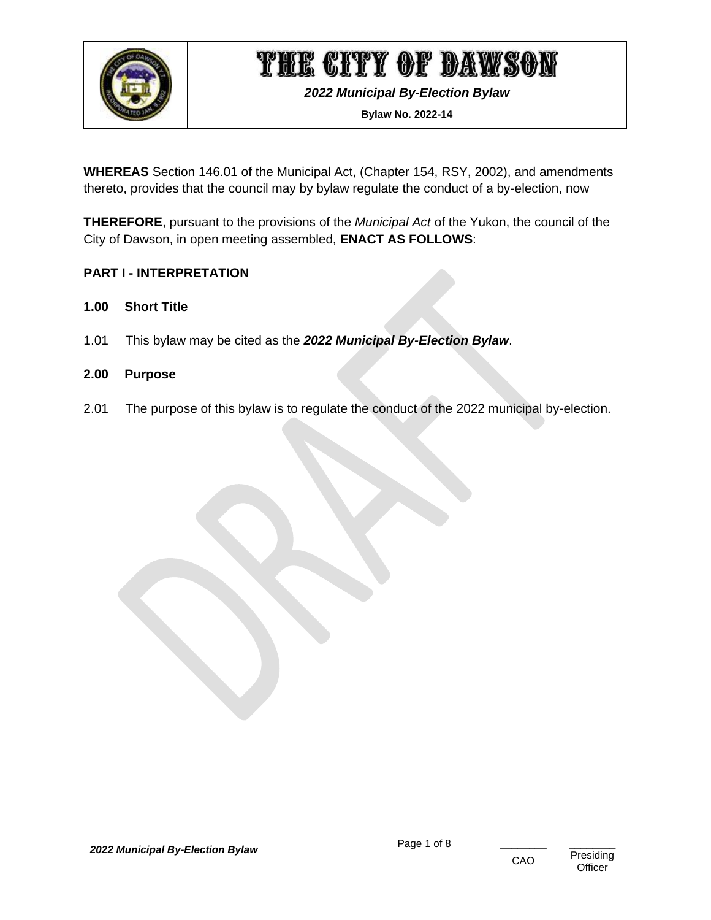# THE CITY OF DAWSON

***2022 Municipal By-Election Bylaw***

**Bylaw No. 2022-14**

**WHEREAS** Section 146.01 of the Municipal Act, (Chapter 154, RSY, 2002), and amendments thereto, provides that the council may by bylaw regulate the conduct of a by-election, now

**THEREFORE**, pursuant to the provisions of the *Municipal Act* of the Yukon, the council of the City of Dawson, in open meeting assembled, **ENACT AS FOLLOWS**:

## PART I - INTERPRETATION

### 1.00 Short Title

1.01 This bylaw may be cited as the ***2022 Municipal By-Election Bylaw***.

### 2.00 Purpose

2.01 The purpose of this bylaw is to regulate the conduct of the 2022 municipal by-election.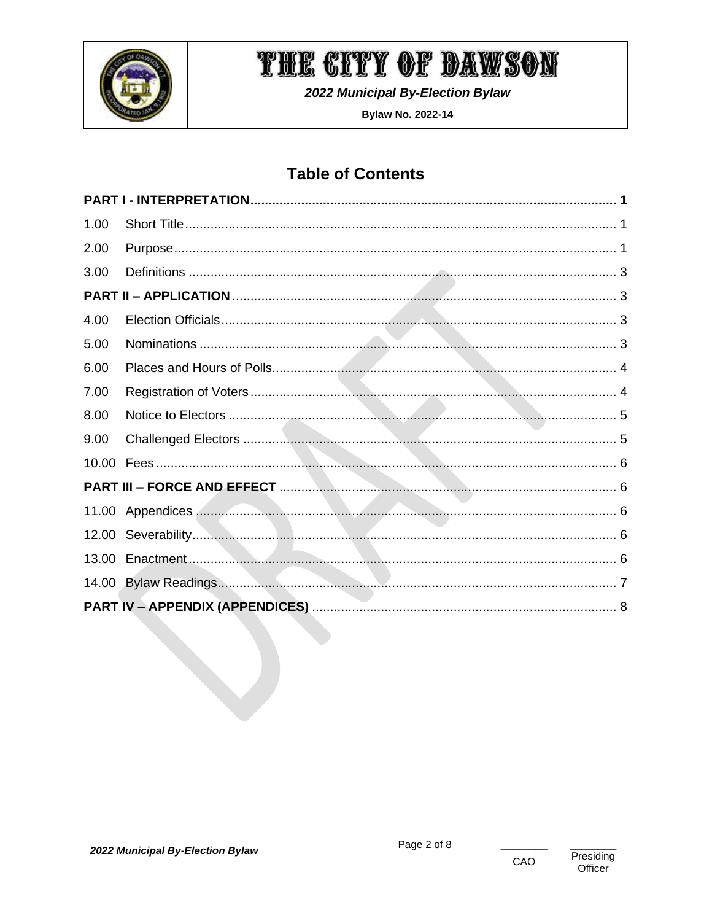# Table of Contents

| | | |
|---|---|---|
| **PART I - INTERPRETATION** | | **1** |
| 1.00 | Short Title | 1 |
| 2.00 | Purpose | 1 |
| 3.00 | Definitions | 3 |
| **PART II – APPLICATION** | | 3 |
| 4.00 | Election Officials | 3 |
| 5.00 | Nominations | 3 |
| 6.00 | Places and Hours of Polls | 4 |
| 7.00 | Registration of Voters | 4 |
| 8.00 | Notice to Electors | 5 |
| 9.00 | Challenged Electors | 5 |
| 10.00 | Fees | 6 |
| **PART III – FORCE AND EFFECT** | | 6 |
| 11.00 | Appendices | 6 |
| 12.00 | Severability | 6 |
| 13.00 | Enactment | 6 |
| 14.00 | Bylaw Readings | 7 |
| **PART IV – APPENDIX (APPENDICES)** | | 8 |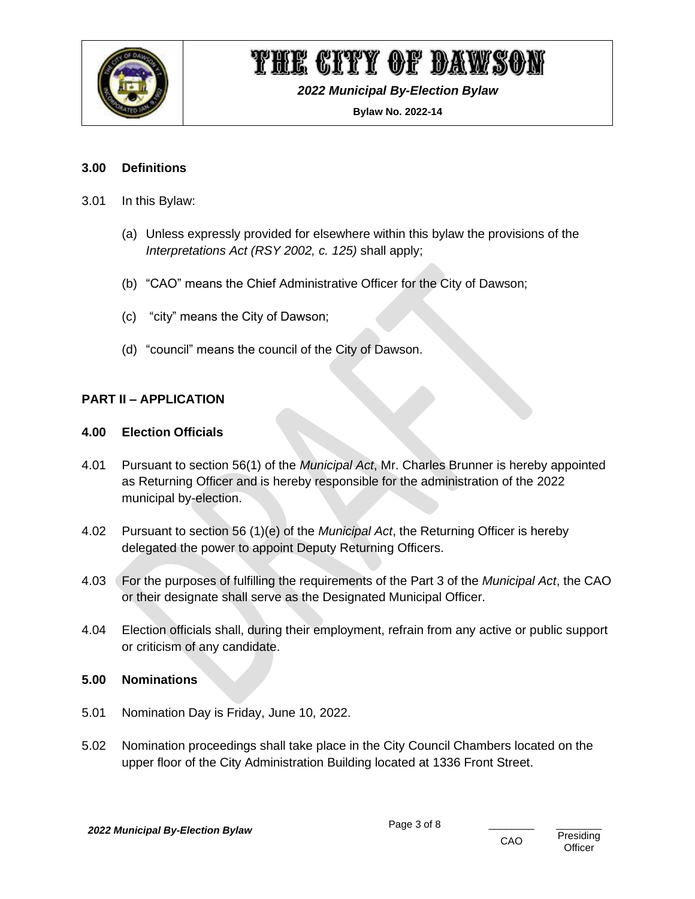## 3.00 Definitions

3.01 In this Bylaw:

(a) Unless expressly provided for elsewhere within this bylaw the provisions of the *Interpretations Act (RSY 2002, c. 125)* shall apply;

(b) "CAO" means the Chief Administrative Officer for the City of Dawson;

(c) "city" means the City of Dawson;

(d) "council" means the council of the City of Dawson.

## PART II – APPLICATION

## 4.00 Election Officials

4.01 Pursuant to section 56(1) of the *Municipal Act*, Mr. Charles Brunner is hereby appointed as Returning Officer and is hereby responsible for the administration of the 2022 municipal by-election.

4.02 Pursuant to section 56 (1)(e) of the *Municipal Act*, the Returning Officer is hereby delegated the power to appoint Deputy Returning Officers.

4.03 For the purposes of fulfilling the requirements of the Part 3 of the *Municipal Act*, the CAO or their designate shall serve as the Designated Municipal Officer.

4.04 Election officials shall, during their employment, refrain from any active or public support or criticism of any candidate.

## 5.00 Nominations

5.01 Nomination Day is Friday, June 10, 2022.

5.02 Nomination proceedings shall take place in the City Council Chambers located on the upper floor of the City Administration Building located at 1336 Front Street.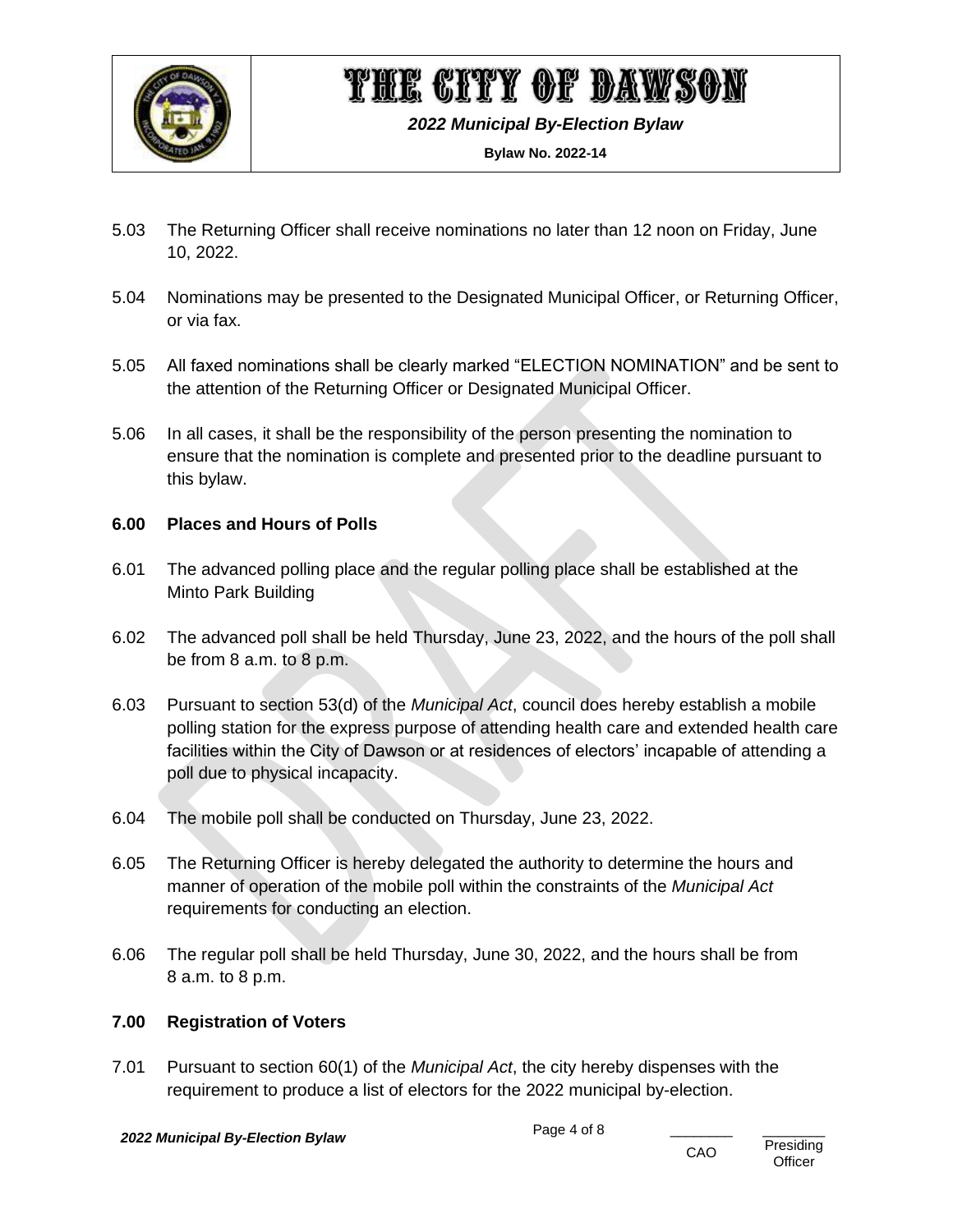5.03 The Returning Officer shall receive nominations no later than 12 noon on Friday, June 10, 2022.

5.04 Nominations may be presented to the Designated Municipal Officer, or Returning Officer, or via fax.

5.05 All faxed nominations shall be clearly marked "ELECTION NOMINATION" and be sent to the attention of the Returning Officer or Designated Municipal Officer.

5.06 In all cases, it shall be the responsibility of the person presenting the nomination to ensure that the nomination is complete and presented prior to the deadline pursuant to this bylaw.

## 6.00 Places and Hours of Polls

6.01 The advanced polling place and the regular polling place shall be established at the Minto Park Building

6.02 The advanced poll shall be held Thursday, June 23, 2022, and the hours of the poll shall be from 8 a.m. to 8 p.m.

6.03 Pursuant to section 53(d) of the *Municipal Act*, council does hereby establish a mobile polling station for the express purpose of attending health care and extended health care facilities within the City of Dawson or at residences of electors' incapable of attending a poll due to physical incapacity.

6.04 The mobile poll shall be conducted on Thursday, June 23, 2022.

6.05 The Returning Officer is hereby delegated the authority to determine the hours and manner of operation of the mobile poll within the constraints of the *Municipal Act* requirements for conducting an election.

6.06 The regular poll shall be held Thursday, June 30, 2022, and the hours shall be from 8 a.m. to 8 p.m.

## 7.00 Registration of Voters

7.01 Pursuant to section 60(1) of the *Municipal Act*, the city hereby dispenses with the requirement to produce a list of electors for the 2022 municipal by-election.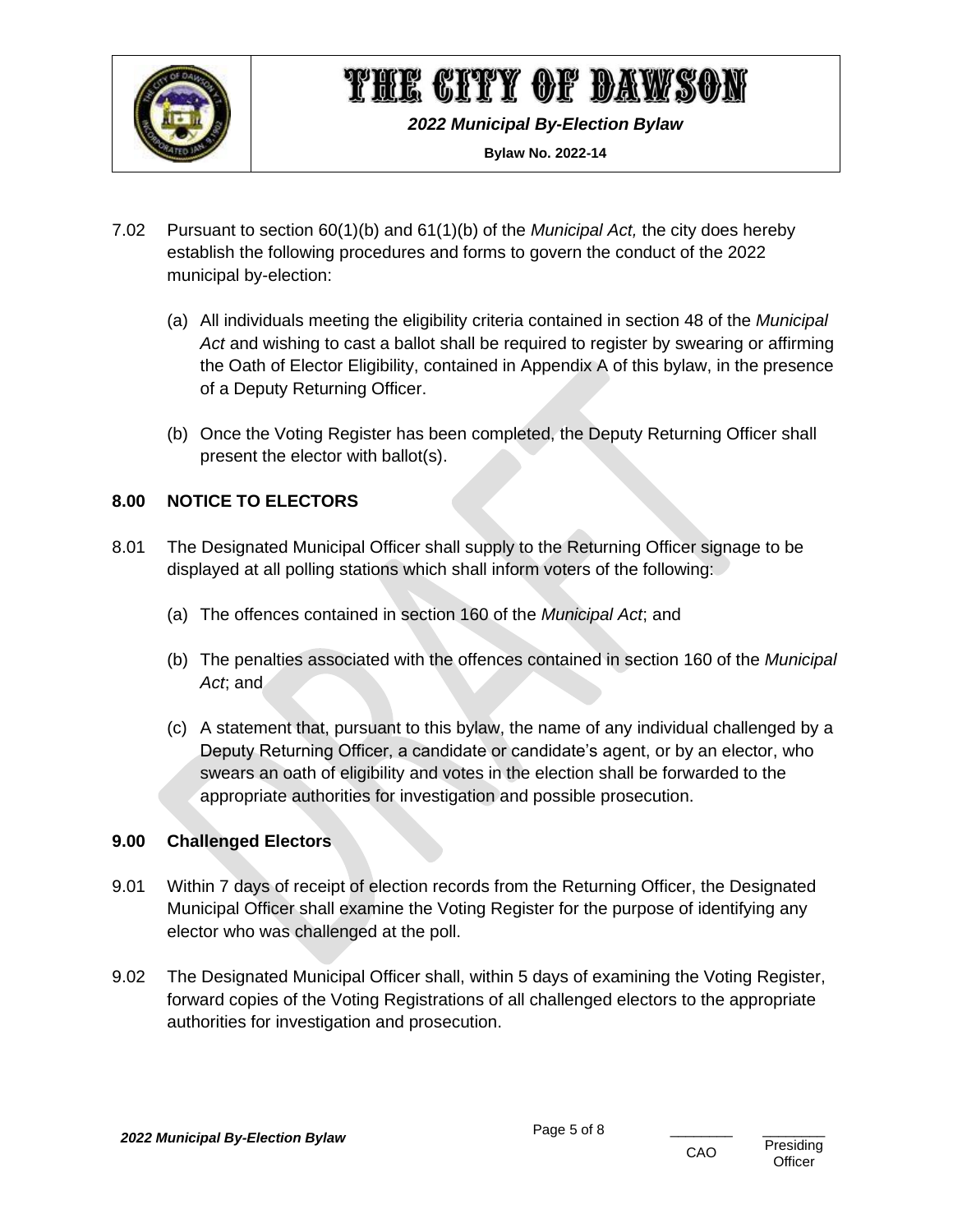7.02 Pursuant to section 60(1)(b) and 61(1)(b) of the *Municipal Act,* the city does hereby establish the following procedures and forms to govern the conduct of the 2022 municipal by-election:

(a) All individuals meeting the eligibility criteria contained in section 48 of the *Municipal Act* and wishing to cast a ballot shall be required to register by swearing or affirming the Oath of Elector Eligibility, contained in Appendix A of this bylaw, in the presence of a Deputy Returning Officer.

(b) Once the Voting Register has been completed, the Deputy Returning Officer shall present the elector with ballot(s).

## 8.00 NOTICE TO ELECTORS

8.01 The Designated Municipal Officer shall supply to the Returning Officer signage to be displayed at all polling stations which shall inform voters of the following:

(a) The offences contained in section 160 of the *Municipal Act*; and

(b) The penalties associated with the offences contained in section 160 of the *Municipal Act*; and

(c) A statement that, pursuant to this bylaw, the name of any individual challenged by a Deputy Returning Officer, a candidate or candidate's agent, or by an elector, who swears an oath of eligibility and votes in the election shall be forwarded to the appropriate authorities for investigation and possible prosecution.

## 9.00 Challenged Electors

9.01 Within 7 days of receipt of election records from the Returning Officer, the Designated Municipal Officer shall examine the Voting Register for the purpose of identifying any elector who was challenged at the poll.

9.02 The Designated Municipal Officer shall, within 5 days of examining the Voting Register, forward copies of the Voting Registrations of all challenged electors to the appropriate authorities for investigation and prosecution.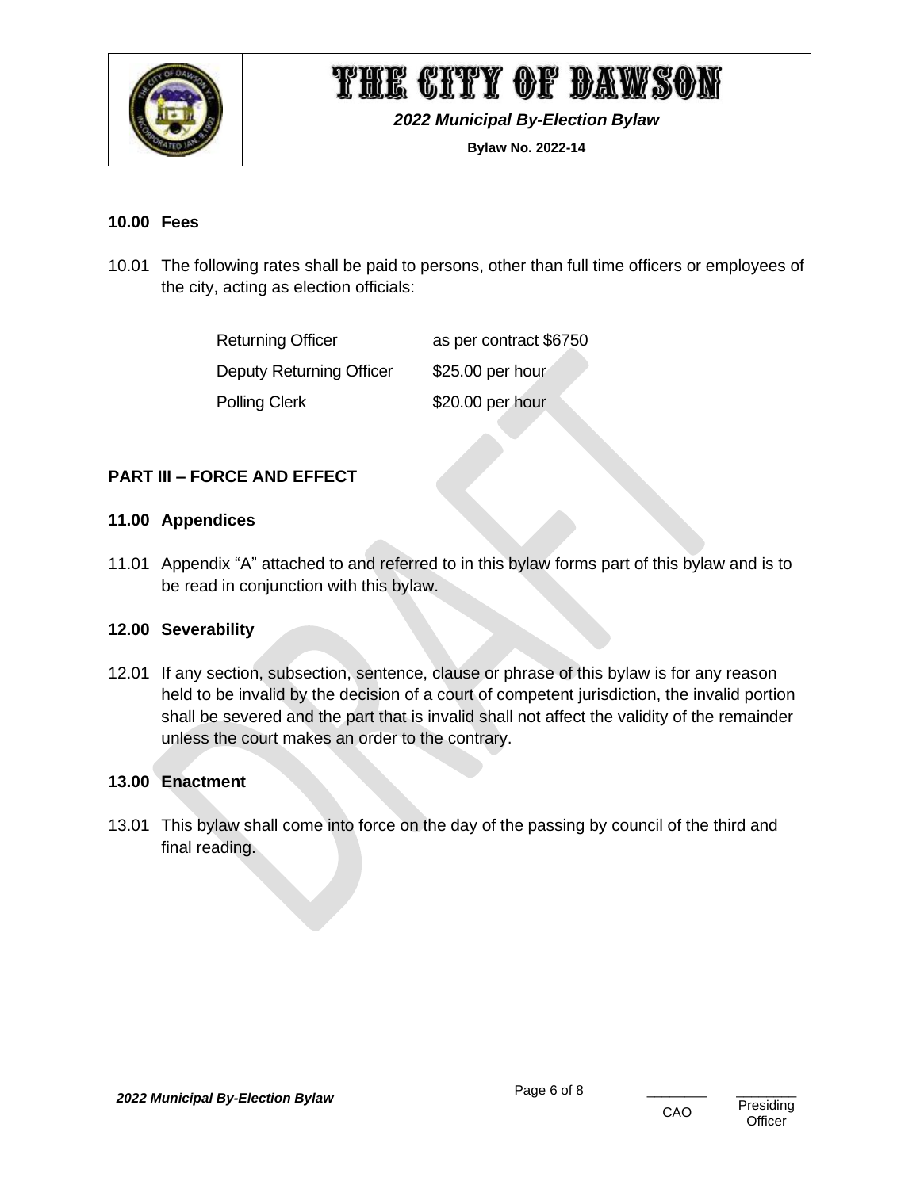### 10.00 Fees

10.01 The following rates shall be paid to persons, other than full time officers or employees of the city, acting as election officials:

| | |
|---|---|
| Returning Officer | as per contract $6750 |
| Deputy Returning Officer | $25.00 per hour |
| Polling Clerk | $20.00 per hour |

## PART III – FORCE AND EFFECT

### 11.00 Appendices

11.01 Appendix "A" attached to and referred to in this bylaw forms part of this bylaw and is to be read in conjunction with this bylaw.

### 12.00 Severability

12.01 If any section, subsection, sentence, clause or phrase of this bylaw is for any reason held to be invalid by the decision of a court of competent jurisdiction, the invalid portion shall be severed and the part that is invalid shall not affect the validity of the remainder unless the court makes an order to the contrary.

### 13.00 Enactment

13.01 This bylaw shall come into force on the day of the passing by council of the third and final reading.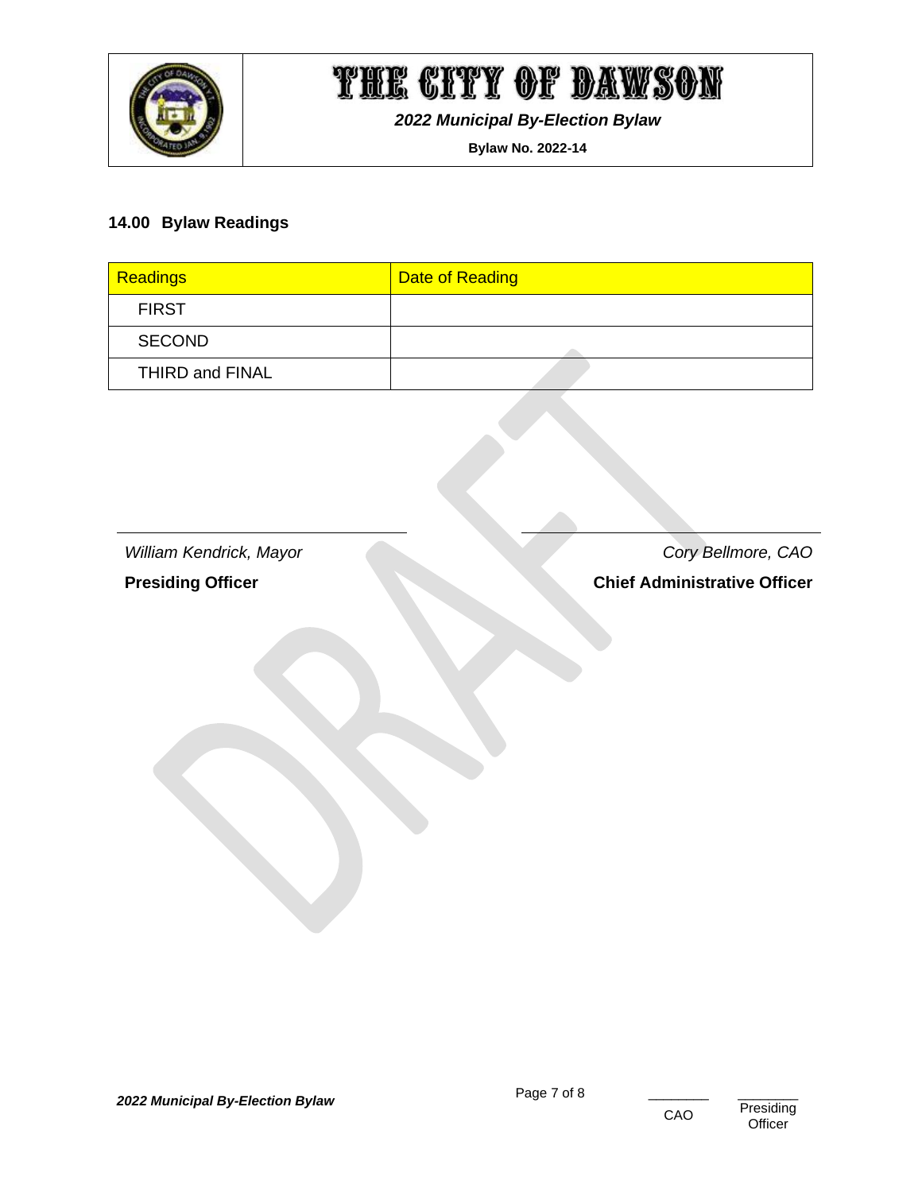## 14.00 Bylaw Readings

| Readings | Date of Reading |
| --- | --- |
| FIRST | |
| SECOND | |
| THIRD and FINAL | |

*William Kendrick, Mayor*

**Presiding Officer**

*Cory Bellmore, CAO*

**Chief Administrative Officer**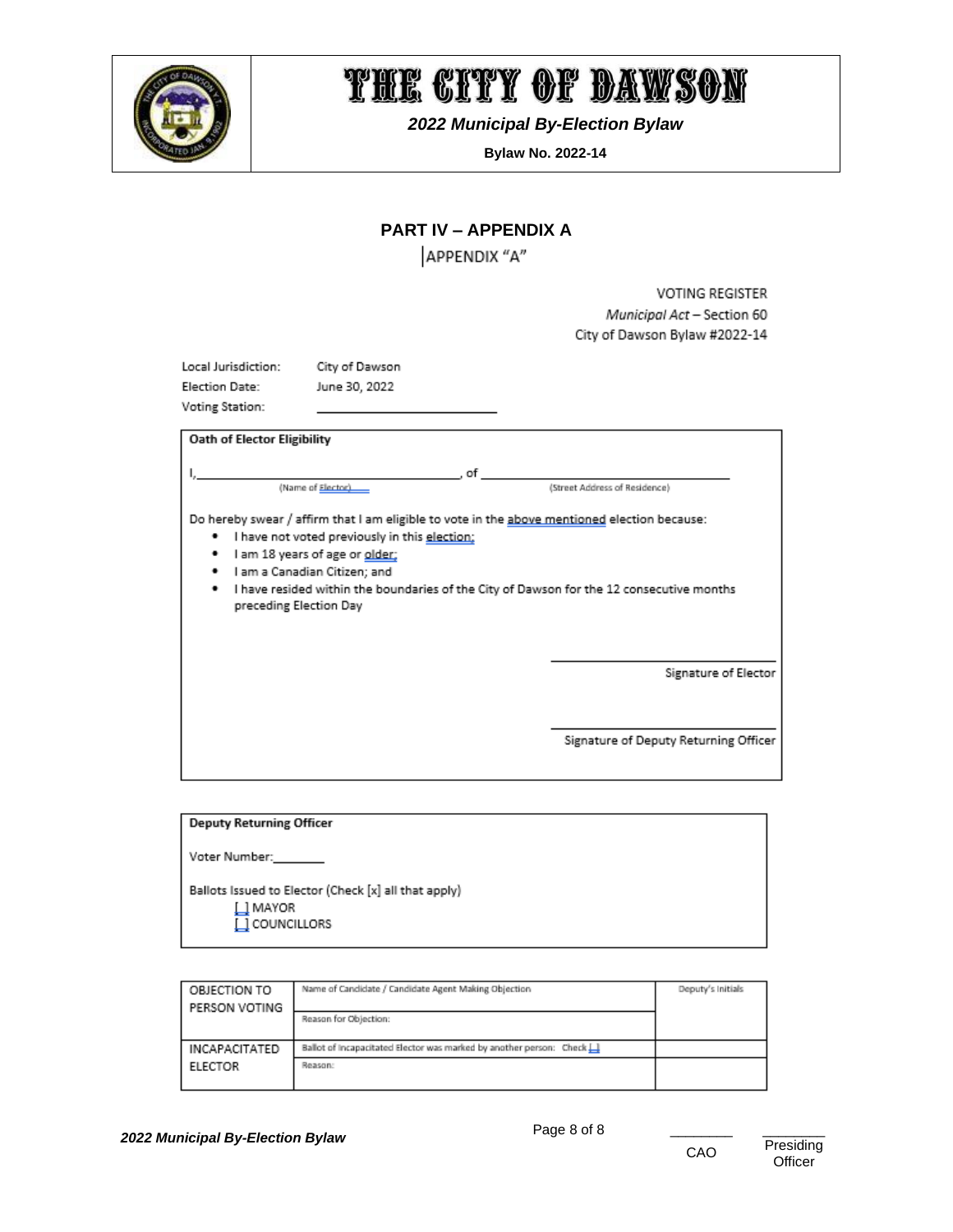## PART IV – APPENDIX A

APPENDIX "A"

VOTING REGISTER
*Municipal Act* – Section 60
City of Dawson Bylaw #2022-14

Local Jurisdiction: City of Dawson
Election Date: June 30, 2022
Voting Station: ______________________

**Oath of Elector Eligibility**

I, ______________________________ (Name of Elector), of ______________________________ (Street Address of Residence)

Do hereby swear / affirm that I am eligible to vote in the above mentioned election because:

- I have not voted previously in this election;
- I am 18 years of age or older;
- I am a Canadian Citizen; and
- I have resided within the boundaries of the City of Dawson for the 12 consecutive months preceding Election Day

______________________
Signature of Elector

______________________
Signature of Deputy Returning Officer

**Deputy Returning Officer**

Voter Number:________

Ballots Issued to Elector (Check [x] all that apply)

[ ] MAYOR
[ ] COUNCILLORS

| OBJECTION TO PERSON VOTING | Name of Candidate / Candidate Agent Making Objection | Deputy's Initials |
|---|---|---|
| | Reason for Objection: | |
| INCAPACITATED ELECTOR | Ballot of Incapacitated Elector was marked by another person: Check [ ] | |
| | Reason: | |

________ CAO ________ Presiding Officer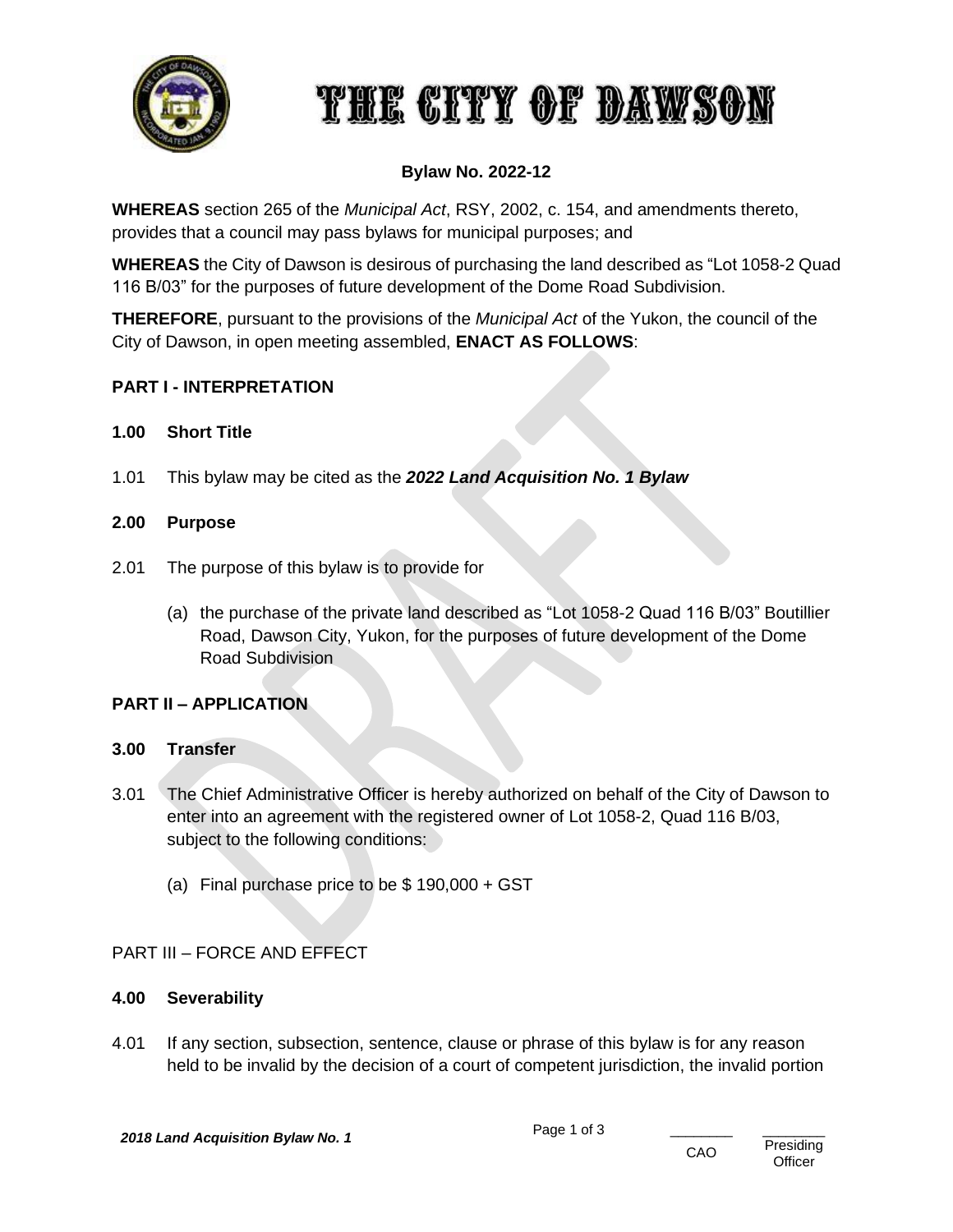# THE CITY OF DAWSON

**Bylaw No. 2022-12**

**WHEREAS** section 265 of the *Municipal Act*, RSY, 2002, c. 154, and amendments thereto, provides that a council may pass bylaws for municipal purposes; and

**WHEREAS** the City of Dawson is desirous of purchasing the land described as "Lot 1058-2 Quad 116 B/03" for the purposes of future development of the Dome Road Subdivision.

**THEREFORE**, pursuant to the provisions of the *Municipal Act* of the Yukon, the council of the City of Dawson, in open meeting assembled, **ENACT AS FOLLOWS**:

## PART I - INTERPRETATION

### 1.00 Short Title

1.01 This bylaw may be cited as the ***2022 Land Acquisition No. 1 Bylaw***

### 2.00 Purpose

2.01 The purpose of this bylaw is to provide for

(a) the purchase of the private land described as "Lot 1058-2 Quad 116 B/03" Boutillier Road, Dawson City, Yukon, for the purposes of future development of the Dome Road Subdivision

## PART II – APPLICATION

### 3.00 Transfer

3.01 The Chief Administrative Officer is hereby authorized on behalf of the City of Dawson to enter into an agreement with the registered owner of Lot 1058-2, Quad 116 B/03, subject to the following conditions:

(a) Final purchase price to be $ 190,000 + GST

PART III – FORCE AND EFFECT

### 4.00 Severability

4.01 If any section, subsection, sentence, clause or phrase of this bylaw is for any reason held to be invalid by the decision of a court of competent jurisdiction, the invalid portion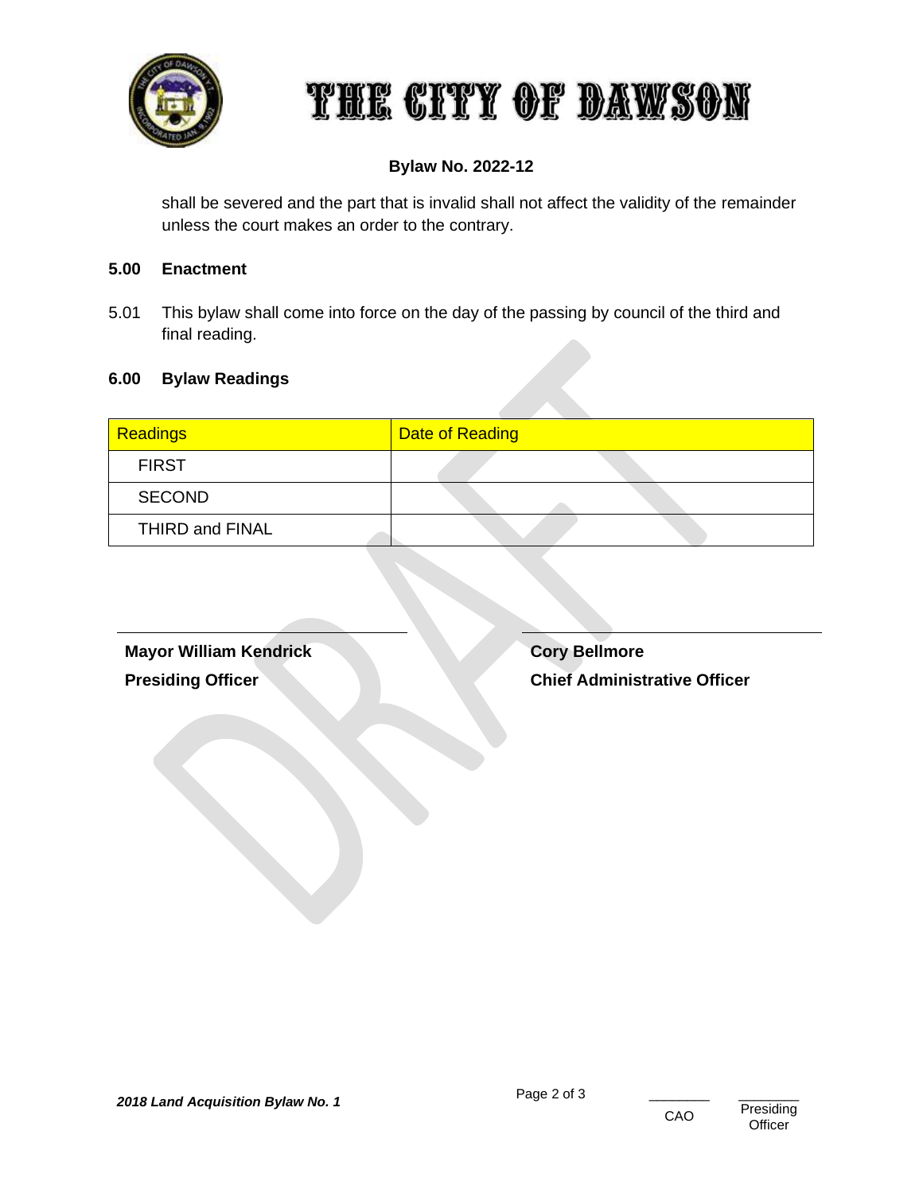shall be severed and the part that is invalid shall not affect the validity of the remainder unless the court makes an order to the contrary.

## 5.00 Enactment

5.01 This bylaw shall come into force on the day of the passing by council of the third and final reading.

## 6.00 Bylaw Readings

| Readings | Date of Reading |
|---|---|
| FIRST | |
| SECOND | |
| THIRD and FINAL | |

**Mayor William Kendrick**
**Presiding Officer**

**Cory Bellmore**
**Chief Administrative Officer**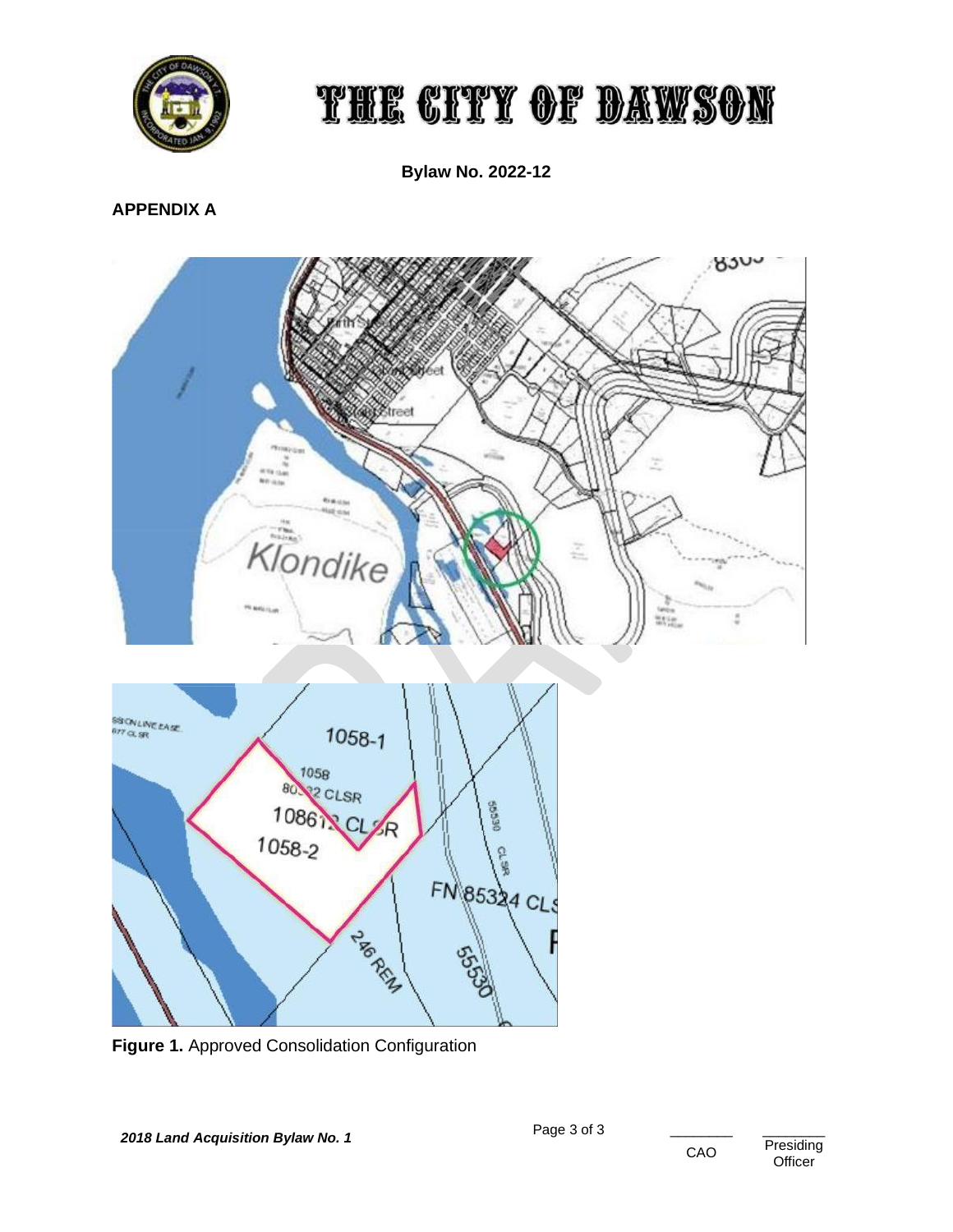# THE CITY OF DAWSON

**Bylaw No. 2022-12**

## APPENDIX A

**Figure 1.** Approved Consolidation Configuration

*2018 Land Acquisition Bylaw No. 1*

CAO

Presiding Officer